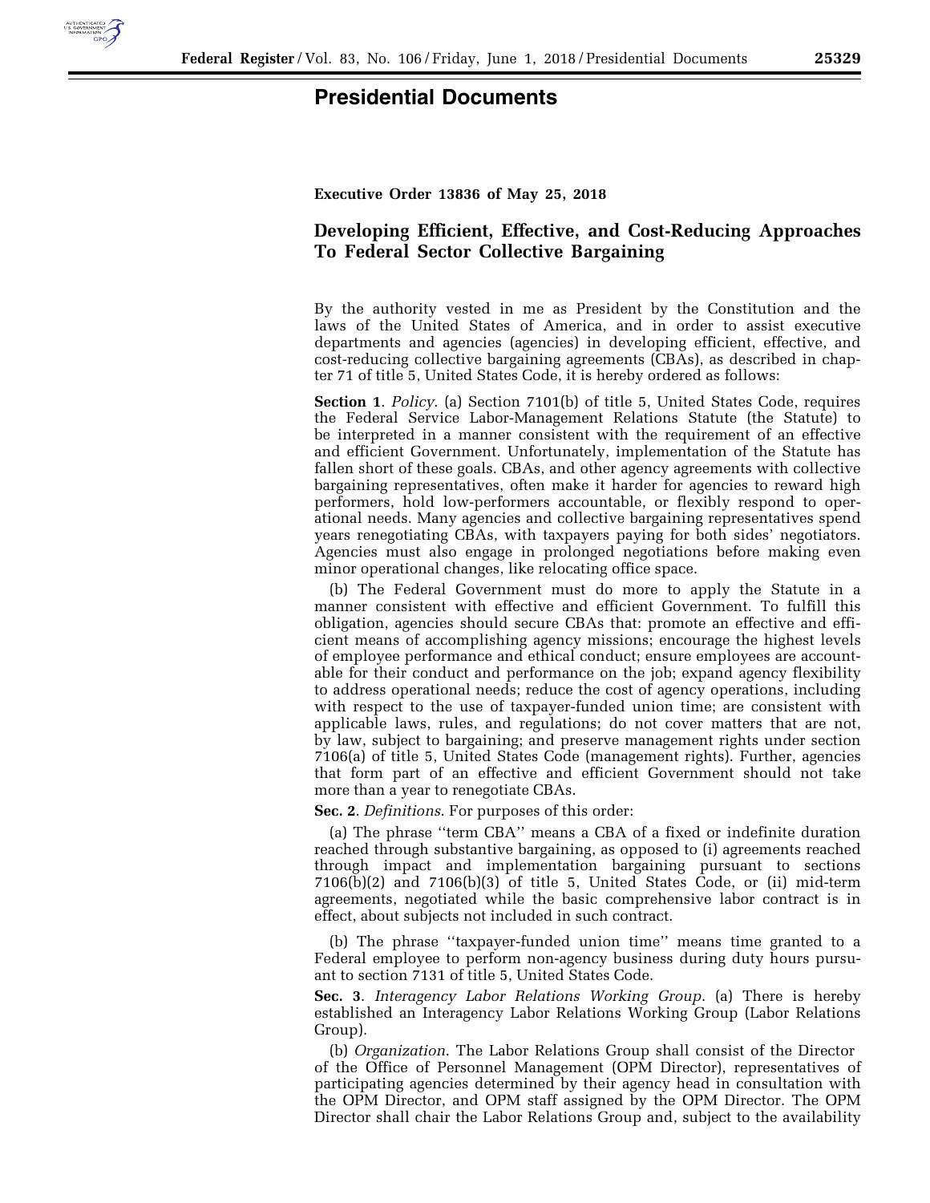# Presidential Documents

**Executive Order 13836 of May 25, 2018**

## Developing Efficient, Effective, and Cost-Reducing Approaches To Federal Sector Collective Bargaining

By the authority vested in me as President by the Constitution and the laws of the United States of America, and in order to assist executive departments and agencies (agencies) in developing efficient, effective, and cost-reducing collective bargaining agreements (CBAs), as described in chapter 71 of title 5, United States Code, it is hereby ordered as follows:

**Section 1**. *Policy*. (a) Section 7101(b) of title 5, United States Code, requires the Federal Service Labor-Management Relations Statute (the Statute) to be interpreted in a manner consistent with the requirement of an effective and efficient Government. Unfortunately, implementation of the Statute has fallen short of these goals. CBAs, and other agency agreements with collective bargaining representatives, often make it harder for agencies to reward high performers, hold low-performers accountable, or flexibly respond to operational needs. Many agencies and collective bargaining representatives spend years renegotiating CBAs, with taxpayers paying for both sides' negotiators. Agencies must also engage in prolonged negotiations before making even minor operational changes, like relocating office space.

(b) The Federal Government must do more to apply the Statute in a manner consistent with effective and efficient Government. To fulfill this obligation, agencies should secure CBAs that: promote an effective and efficient means of accomplishing agency missions; encourage the highest levels of employee performance and ethical conduct; ensure employees are accountable for their conduct and performance on the job; expand agency flexibility to address operational needs; reduce the cost of agency operations, including with respect to the use of taxpayer-funded union time; are consistent with applicable laws, rules, and regulations; do not cover matters that are not, by law, subject to bargaining; and preserve management rights under section 7106(a) of title 5, United States Code (management rights). Further, agencies that form part of an effective and efficient Government should not take more than a year to renegotiate CBAs.

**Sec. 2**. *Definitions*. For purposes of this order:

(a) The phrase "term CBA" means a CBA of a fixed or indefinite duration reached through substantive bargaining, as opposed to (i) agreements reached through impact and implementation bargaining pursuant to sections 7106(b)(2) and 7106(b)(3) of title 5, United States Code, or (ii) mid-term agreements, negotiated while the basic comprehensive labor contract is in effect, about subjects not included in such contract.

(b) The phrase "taxpayer-funded union time" means time granted to a Federal employee to perform non-agency business during duty hours pursuant to section 7131 of title 5, United States Code.

**Sec. 3**. *Interagency Labor Relations Working Group*. (a) There is hereby established an Interagency Labor Relations Working Group (Labor Relations Group).

(b) *Organization*. The Labor Relations Group shall consist of the Director of the Office of Personnel Management (OPM Director), representatives of participating agencies determined by their agency head in consultation with the OPM Director, and OPM staff assigned by the OPM Director. The OPM Director shall chair the Labor Relations Group and, subject to the availability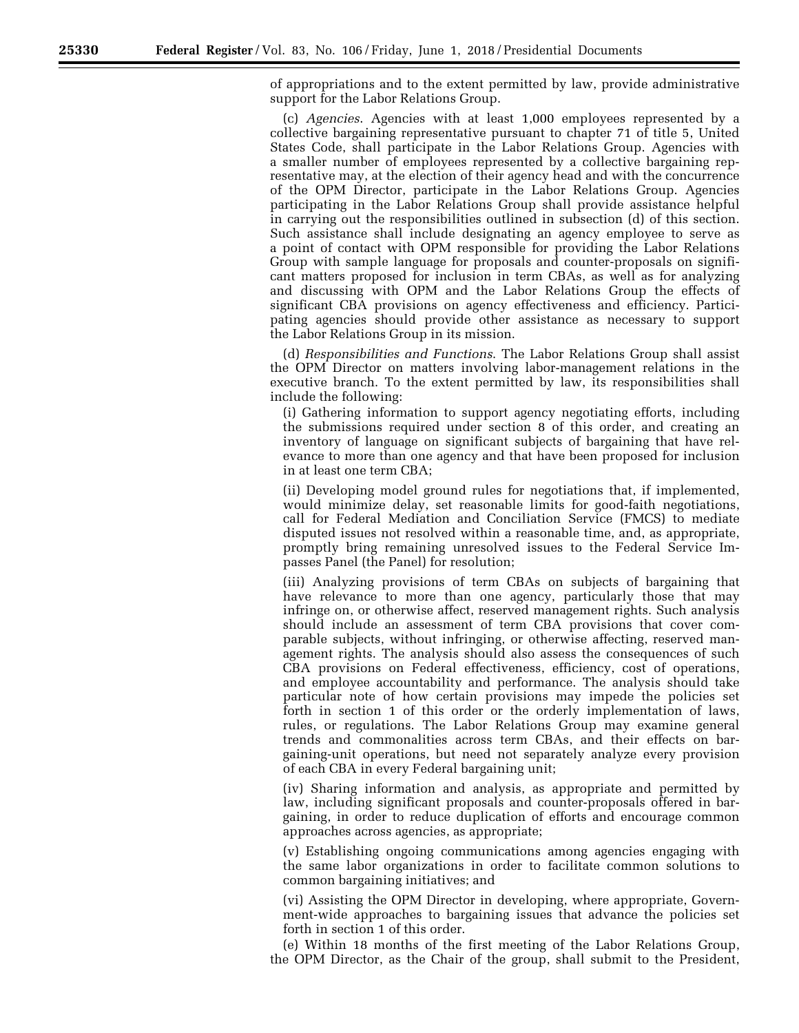of appropriations and to the extent permitted by law, provide administrative support for the Labor Relations Group.

(c) *Agencies*. Agencies with at least 1,000 employees represented by a collective bargaining representative pursuant to chapter 71 of title 5, United States Code, shall participate in the Labor Relations Group. Agencies with a smaller number of employees represented by a collective bargaining representative may, at the election of their agency head and with the concurrence of the OPM Director, participate in the Labor Relations Group. Agencies participating in the Labor Relations Group shall provide assistance helpful in carrying out the responsibilities outlined in subsection (d) of this section. Such assistance shall include designating an agency employee to serve as a point of contact with OPM responsible for providing the Labor Relations Group with sample language for proposals and counter-proposals on significant matters proposed for inclusion in term CBAs, as well as for analyzing and discussing with OPM and the Labor Relations Group the effects of significant CBA provisions on agency effectiveness and efficiency. Participating agencies should provide other assistance as necessary to support the Labor Relations Group in its mission.

(d) *Responsibilities and Functions*. The Labor Relations Group shall assist the OPM Director on matters involving labor-management relations in the executive branch. To the extent permitted by law, its responsibilities shall include the following:

(i) Gathering information to support agency negotiating efforts, including the submissions required under section 8 of this order, and creating an inventory of language on significant subjects of bargaining that have relevance to more than one agency and that have been proposed for inclusion in at least one term CBA;

(ii) Developing model ground rules for negotiations that, if implemented, would minimize delay, set reasonable limits for good-faith negotiations, call for Federal Mediation and Conciliation Service (FMCS) to mediate disputed issues not resolved within a reasonable time, and, as appropriate, promptly bring remaining unresolved issues to the Federal Service Impasses Panel (the Panel) for resolution;

(iii) Analyzing provisions of term CBAs on subjects of bargaining that have relevance to more than one agency, particularly those that may infringe on, or otherwise affect, reserved management rights. Such analysis should include an assessment of term CBA provisions that cover comparable subjects, without infringing, or otherwise affecting, reserved management rights. The analysis should also assess the consequences of such CBA provisions on Federal effectiveness, efficiency, cost of operations, and employee accountability and performance. The analysis should take particular note of how certain provisions may impede the policies set forth in section 1 of this order or the orderly implementation of laws, rules, or regulations. The Labor Relations Group may examine general trends and commonalities across term CBAs, and their effects on bargaining-unit operations, but need not separately analyze every provision of each CBA in every Federal bargaining unit;

(iv) Sharing information and analysis, as appropriate and permitted by law, including significant proposals and counter-proposals offered in bargaining, in order to reduce duplication of efforts and encourage common approaches across agencies, as appropriate;

(v) Establishing ongoing communications among agencies engaging with the same labor organizations in order to facilitate common solutions to common bargaining initiatives; and

(vi) Assisting the OPM Director in developing, where appropriate, Government-wide approaches to bargaining issues that advance the policies set forth in section 1 of this order.

(e) Within 18 months of the first meeting of the Labor Relations Group, the OPM Director, as the Chair of the group, shall submit to the President,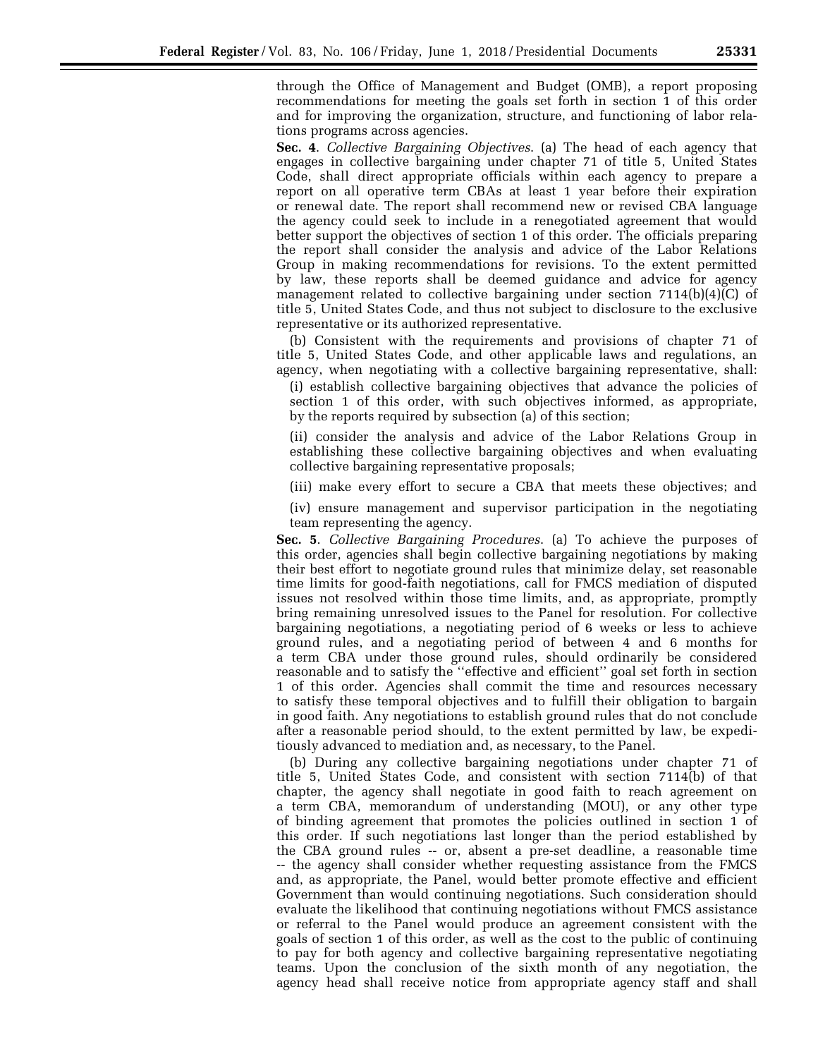through the Office of Management and Budget (OMB), a report proposing recommendations for meeting the goals set forth in section 1 of this order and for improving the organization, structure, and functioning of labor relations programs across agencies.

**Sec. 4**. *Collective Bargaining Objectives*. (a) The head of each agency that engages in collective bargaining under chapter 71 of title 5, United States Code, shall direct appropriate officials within each agency to prepare a report on all operative term CBAs at least 1 year before their expiration or renewal date. The report shall recommend new or revised CBA language the agency could seek to include in a renegotiated agreement that would better support the objectives of section 1 of this order. The officials preparing the report shall consider the analysis and advice of the Labor Relations Group in making recommendations for revisions. To the extent permitted by law, these reports shall be deemed guidance and advice for agency management related to collective bargaining under section 7114(b)(4)(C) of title 5, United States Code, and thus not subject to disclosure to the exclusive representative or its authorized representative.

(b) Consistent with the requirements and provisions of chapter 71 of title 5, United States Code, and other applicable laws and regulations, an agency, when negotiating with a collective bargaining representative, shall:

(i) establish collective bargaining objectives that advance the policies of section 1 of this order, with such objectives informed, as appropriate, by the reports required by subsection (a) of this section;

(ii) consider the analysis and advice of the Labor Relations Group in establishing these collective bargaining objectives and when evaluating collective bargaining representative proposals;

(iii) make every effort to secure a CBA that meets these objectives; and

(iv) ensure management and supervisor participation in the negotiating team representing the agency.

**Sec. 5**. *Collective Bargaining Procedures*. (a) To achieve the purposes of this order, agencies shall begin collective bargaining negotiations by making their best effort to negotiate ground rules that minimize delay, set reasonable time limits for good-faith negotiations, call for FMCS mediation of disputed issues not resolved within those time limits, and, as appropriate, promptly bring remaining unresolved issues to the Panel for resolution. For collective bargaining negotiations, a negotiating period of 6 weeks or less to achieve ground rules, and a negotiating period of between 4 and 6 months for a term CBA under those ground rules, should ordinarily be considered reasonable and to satisfy the "effective and efficient" goal set forth in section 1 of this order. Agencies shall commit the time and resources necessary to satisfy these temporal objectives and to fulfill their obligation to bargain in good faith. Any negotiations to establish ground rules that do not conclude after a reasonable period should, to the extent permitted by law, be expeditiously advanced to mediation and, as necessary, to the Panel.

(b) During any collective bargaining negotiations under chapter 71 of title 5, United States Code, and consistent with section 7114(b) of that chapter, the agency shall negotiate in good faith to reach agreement on a term CBA, memorandum of understanding (MOU), or any other type of binding agreement that promotes the policies outlined in section 1 of this order. If such negotiations last longer than the period established by the CBA ground rules -- or, absent a pre-set deadline, a reasonable time -- the agency shall consider whether requesting assistance from the FMCS and, as appropriate, the Panel, would better promote effective and efficient Government than would continuing negotiations. Such consideration should evaluate the likelihood that continuing negotiations without FMCS assistance or referral to the Panel would produce an agreement consistent with the goals of section 1 of this order, as well as the cost to the public of continuing to pay for both agency and collective bargaining representative negotiating teams. Upon the conclusion of the sixth month of any negotiation, the agency head shall receive notice from appropriate agency staff and shall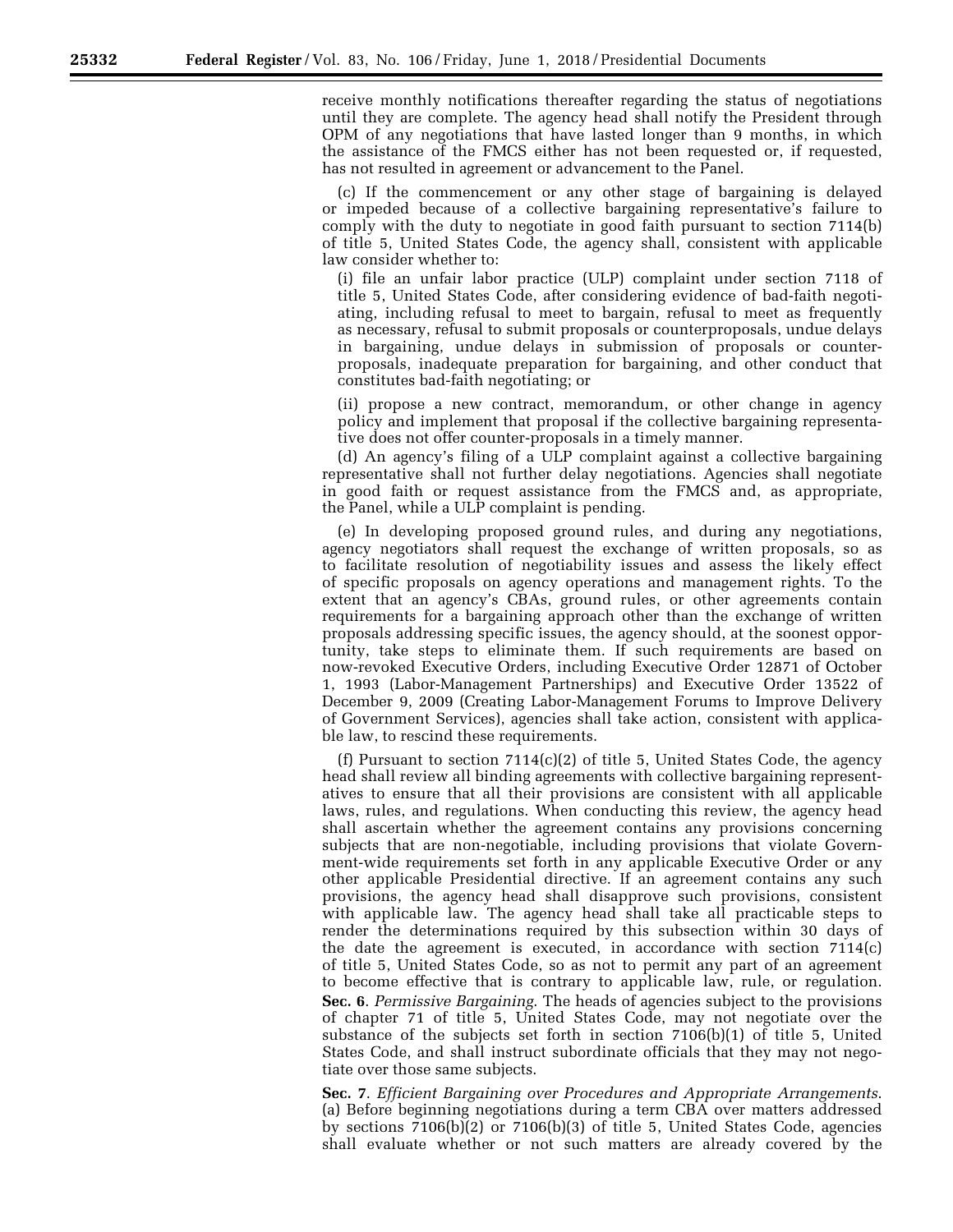receive monthly notifications thereafter regarding the status of negotiations until they are complete. The agency head shall notify the President through OPM of any negotiations that have lasted longer than 9 months, in which the assistance of the FMCS either has not been requested or, if requested, has not resulted in agreement or advancement to the Panel.

(c) If the commencement or any other stage of bargaining is delayed or impeded because of a collective bargaining representative's failure to comply with the duty to negotiate in good faith pursuant to section 7114(b) of title 5, United States Code, the agency shall, consistent with applicable law consider whether to:

(i) file an unfair labor practice (ULP) complaint under section 7118 of title 5, United States Code, after considering evidence of bad-faith negotiating, including refusal to meet to bargain, refusal to meet as frequently as necessary, refusal to submit proposals or counterproposals, undue delays in bargaining, undue delays in submission of proposals or counterproposals, inadequate preparation for bargaining, and other conduct that constitutes bad-faith negotiating; or

(ii) propose a new contract, memorandum, or other change in agency policy and implement that proposal if the collective bargaining representative does not offer counter-proposals in a timely manner.

(d) An agency's filing of a ULP complaint against a collective bargaining representative shall not further delay negotiations. Agencies shall negotiate in good faith or request assistance from the FMCS and, as appropriate, the Panel, while a ULP complaint is pending.

(e) In developing proposed ground rules, and during any negotiations, agency negotiators shall request the exchange of written proposals, so as to facilitate resolution of negotiability issues and assess the likely effect of specific proposals on agency operations and management rights. To the extent that an agency's CBAs, ground rules, or other agreements contain requirements for a bargaining approach other than the exchange of written proposals addressing specific issues, the agency should, at the soonest opportunity, take steps to eliminate them. If such requirements are based on now-revoked Executive Orders, including Executive Order 12871 of October 1, 1993 (Labor-Management Partnerships) and Executive Order 13522 of December 9, 2009 (Creating Labor-Management Forums to Improve Delivery of Government Services), agencies shall take action, consistent with applicable law, to rescind these requirements.

(f) Pursuant to section 7114(c)(2) of title 5, United States Code, the agency head shall review all binding agreements with collective bargaining representatives to ensure that all their provisions are consistent with all applicable laws, rules, and regulations. When conducting this review, the agency head shall ascertain whether the agreement contains any provisions concerning subjects that are non-negotiable, including provisions that violate Government-wide requirements set forth in any applicable Executive Order or any other applicable Presidential directive. If an agreement contains any such provisions, the agency head shall disapprove such provisions, consistent with applicable law. The agency head shall take all practicable steps to render the determinations required by this subsection within 30 days of the date the agreement is executed, in accordance with section 7114(c) of title 5, United States Code, so as not to permit any part of an agreement to become effective that is contrary to applicable law, rule, or regulation.

**Sec. 6**. *Permissive Bargaining.* The heads of agencies subject to the provisions of chapter 71 of title 5, United States Code, may not negotiate over the substance of the subjects set forth in section 7106(b)(1) of title 5, United States Code, and shall instruct subordinate officials that they may not negotiate over those same subjects.

**Sec. 7**. *Efficient Bargaining over Procedures and Appropriate Arrangements.* (a) Before beginning negotiations during a term CBA over matters addressed by sections 7106(b)(2) or 7106(b)(3) of title 5, United States Code, agencies shall evaluate whether or not such matters are already covered by the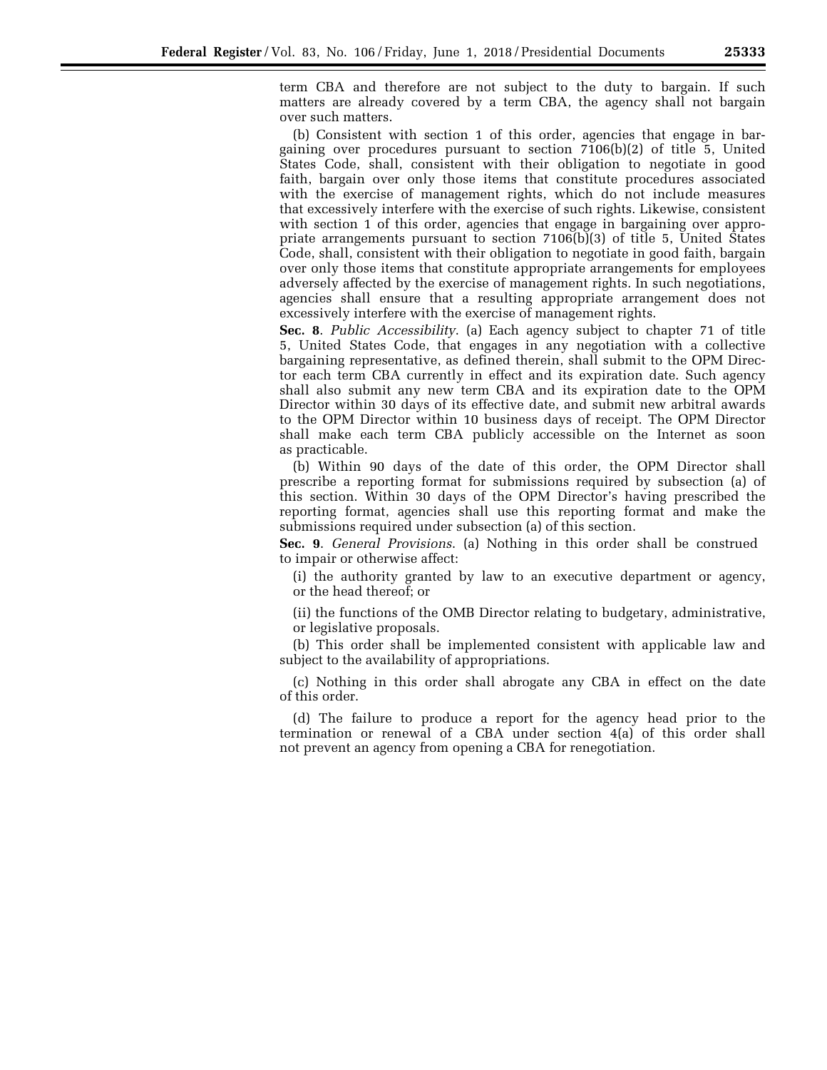term CBA and therefore are not subject to the duty to bargain. If such matters are already covered by a term CBA, the agency shall not bargain over such matters.

(b) Consistent with section 1 of this order, agencies that engage in bargaining over procedures pursuant to section 7106(b)(2) of title 5, United States Code, shall, consistent with their obligation to negotiate in good faith, bargain over only those items that constitute procedures associated with the exercise of management rights, which do not include measures that excessively interfere with the exercise of such rights. Likewise, consistent with section 1 of this order, agencies that engage in bargaining over appropriate arrangements pursuant to section 7106(b)(3) of title 5, United States Code, shall, consistent with their obligation to negotiate in good faith, bargain over only those items that constitute appropriate arrangements for employees adversely affected by the exercise of management rights. In such negotiations, agencies shall ensure that a resulting appropriate arrangement does not excessively interfere with the exercise of management rights.

**Sec. 8**. *Public Accessibility*. (a) Each agency subject to chapter 71 of title 5, United States Code, that engages in any negotiation with a collective bargaining representative, as defined therein, shall submit to the OPM Director each term CBA currently in effect and its expiration date. Such agency shall also submit any new term CBA and its expiration date to the OPM Director within 30 days of its effective date, and submit new arbitral awards to the OPM Director within 10 business days of receipt. The OPM Director shall make each term CBA publicly accessible on the Internet as soon as practicable.

(b) Within 90 days of the date of this order, the OPM Director shall prescribe a reporting format for submissions required by subsection (a) of this section. Within 30 days of the OPM Director's having prescribed the reporting format, agencies shall use this reporting format and make the submissions required under subsection (a) of this section.

**Sec. 9**. *General Provisions*. (a) Nothing in this order shall be construed to impair or otherwise affect:

(i) the authority granted by law to an executive department or agency, or the head thereof; or

(ii) the functions of the OMB Director relating to budgetary, administrative, or legislative proposals.

(b) This order shall be implemented consistent with applicable law and subject to the availability of appropriations.

(c) Nothing in this order shall abrogate any CBA in effect on the date of this order.

(d) The failure to produce a report for the agency head prior to the termination or renewal of a CBA under section 4(a) of this order shall not prevent an agency from opening a CBA for renegotiation.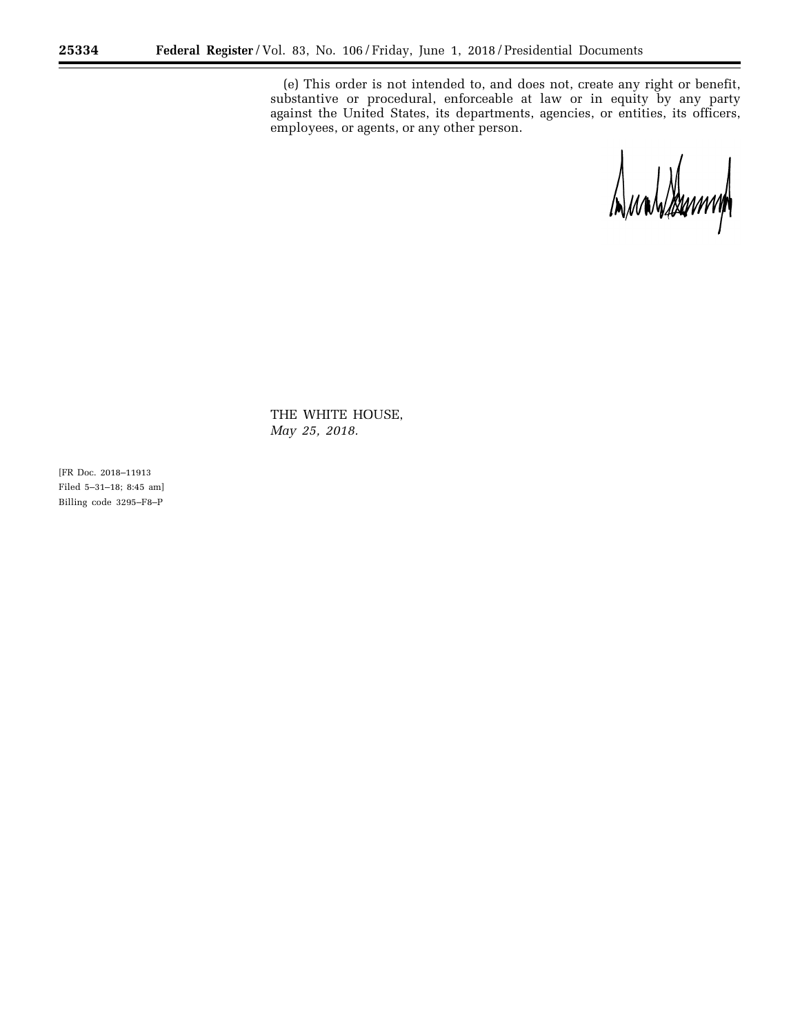(e) This order is not intended to, and does not, create any right or benefit, substantive or procedural, enforceable at law or in equity by any party against the United States, its departments, agencies, or entities, its officers, employees, or agents, or any other person.

THE WHITE HOUSE,
*May 25, 2018.*

[FR Doc. 2018–11913
Filed 5–31–18; 8:45 am]
Billing code 3295–F8–P